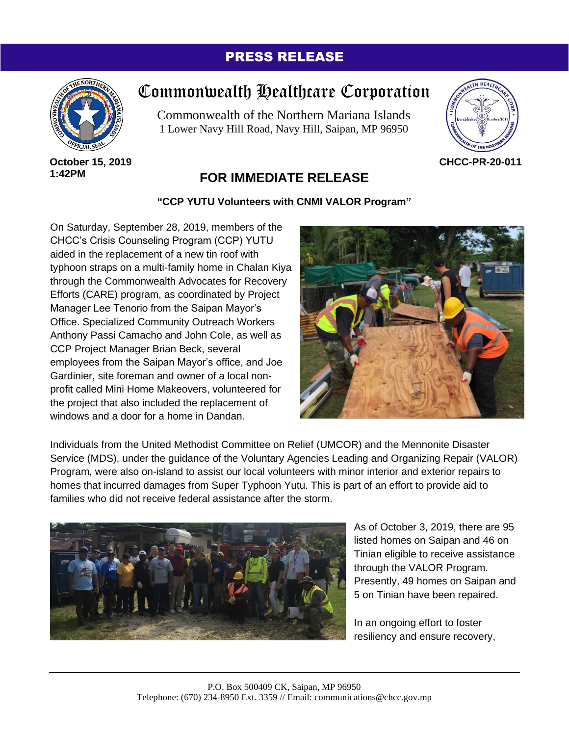**PRESS RELEASE**

# Commonwealth Healthcare Corporation

Commonwealth of the Northern Mariana Islands
1 Lower Navy Hill Road, Navy Hill, Saipan, MP 96950

**October 15, 2019**
**1:42PM**

**CHCC-PR-20-011**

## FOR IMMEDIATE RELEASE

**"CCP YUTU Volunteers with CNMI VALOR Program"**

On Saturday, September 28, 2019, members of the CHCC's Crisis Counseling Program (CCP) YUTU aided in the replacement of a new tin roof with typhoon straps on a multi-family home in Chalan Kiya through the Commonwealth Advocates for Recovery Efforts (CARE) program, as coordinated by Project Manager Lee Tenorio from the Saipan Mayor's Office. Specialized Community Outreach Workers Anthony Passi Camacho and John Cole, as well as CCP Project Manager Brian Beck, several employees from the Saipan Mayor's office, and Joe Gardinier, site foreman and owner of a local non-profit called Mini Home Makeovers, volunteered for the project that also included the replacement of windows and a door for a home in Dandan.

Individuals from the United Methodist Committee on Relief (UMCOR) and the Mennonite Disaster Service (MDS), under the guidance of the Voluntary Agencies Leading and Organizing Repair (VALOR) Program, were also on-island to assist our local volunteers with minor interior and exterior repairs to homes that incurred damages from Super Typhoon Yutu. This is part of an effort to provide aid to families who did not receive federal assistance after the storm.

As of October 3, 2019, there are 95 listed homes on Saipan and 46 on Tinian eligible to receive assistance through the VALOR Program. Presently, 49 homes on Saipan and 5 on Tinian have been repaired.

In an ongoing effort to foster resiliency and ensure recovery,

P.O. Box 500409 CK, Saipan, MP 96950
Telephone: (670) 234-8950 Ext. 3359 // Email: communications@chcc.gov.mp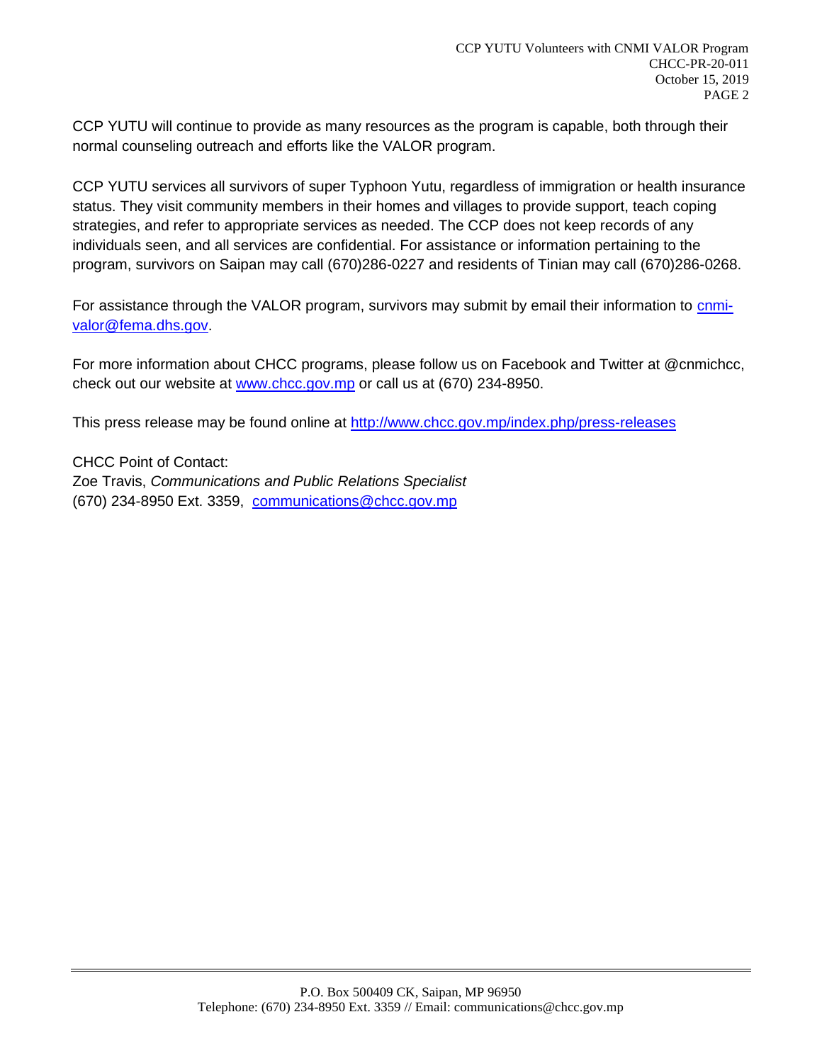CCP YUTU will continue to provide as many resources as the program is capable, both through their normal counseling outreach and efforts like the VALOR program.

CCP YUTU services all survivors of super Typhoon Yutu, regardless of immigration or health insurance status. They visit community members in their homes and villages to provide support, teach coping strategies, and refer to appropriate services as needed. The CCP does not keep records of any individuals seen, and all services are confidential. For assistance or information pertaining to the program, survivors on Saipan may call (670)286-0227 and residents of Tinian may call (670)286-0268.

For assistance through the VALOR program, survivors may submit by email their information to cnmi-valor@fema.dhs.gov.

For more information about CHCC programs, please follow us on Facebook and Twitter at @cnmichcc, check out our website at www.chcc.gov.mp or call us at (670) 234-8950.

This press release may be found online at http://www.chcc.gov.mp/index.php/press-releases

CHCC Point of Contact:
Zoe Travis, *Communications and Public Relations Specialist*
(670) 234-8950 Ext. 3359, communications@chcc.gov.mp